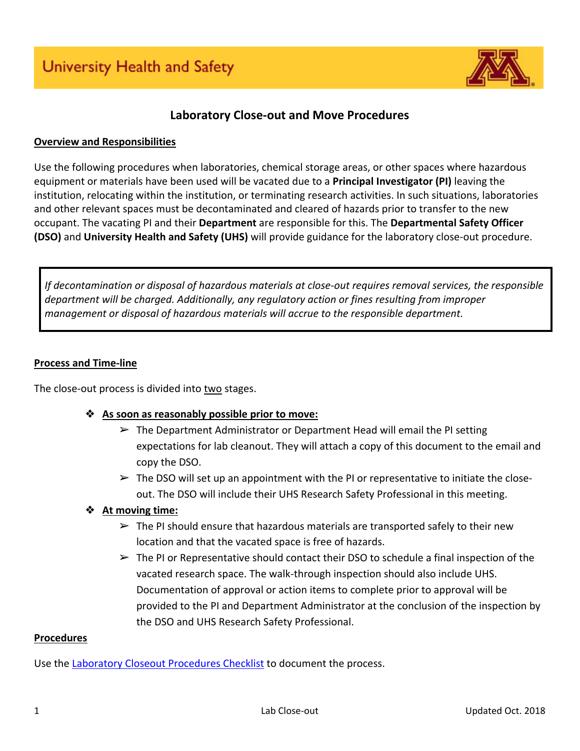University Health and Safety

# Laboratory Close-out and Move Procedures

## Overview and Responsibilities

Use the following procedures when laboratories, chemical storage areas, or other spaces where hazardous equipment or materials have been used will be vacated due to a **Principal Investigator (PI)** leaving the institution, relocating within the institution, or terminating research activities. In such situations, laboratories and other relevant spaces must be decontaminated and cleared of hazards prior to transfer to the new occupant. The vacating PI and their **Department** are responsible for this. The **Departmental Safety Officer (DSO)** and **University Health and Safety (UHS)** will provide guidance for the laboratory close-out procedure.

> *If decontamination or disposal of hazardous materials at close-out requires removal services, the responsible department will be charged. Additionally, any regulatory action or fines resulting from improper management or disposal of hazardous materials will accrue to the responsible department.*

## Process and Time-line

The close-out process is divided into two stages.

- **As soon as reasonably possible prior to move:**
  - The Department Administrator or Department Head will email the PI setting expectations for lab cleanout. They will attach a copy of this document to the email and copy the DSO.
  - The DSO will set up an appointment with the PI or representative to initiate the close-out. The DSO will include their UHS Research Safety Professional in this meeting.
- **At moving time:**
  - The PI should ensure that hazardous materials are transported safely to their new location and that the vacated space is free of hazards.
  - The PI or Representative should contact their DSO to schedule a final inspection of the vacated research space. The walk-through inspection should also include UHS. Documentation of approval or action items to complete prior to approval will be provided to the PI and Department Administrator at the conclusion of the inspection by the DSO and UHS Research Safety Professional.

## Procedures

Use the Laboratory Closeout Procedures Checklist to document the process.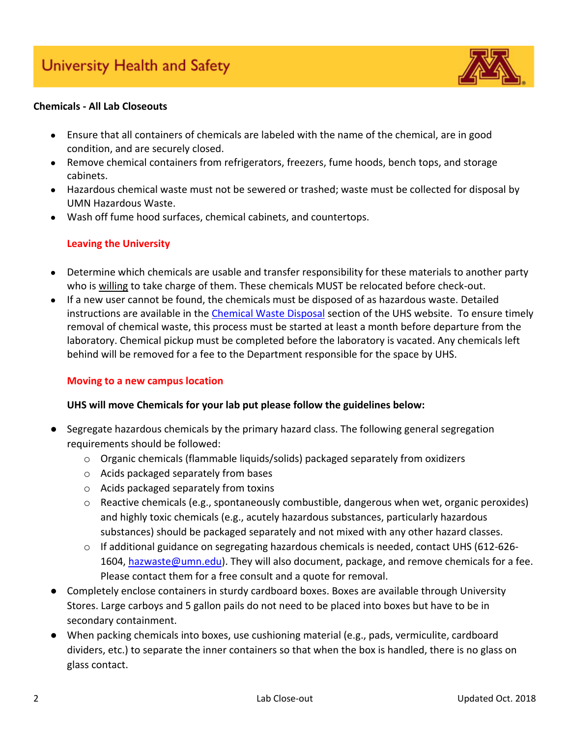**Chemicals - All Lab Closeouts**

- Ensure that all containers of chemicals are labeled with the name of the chemical, are in good condition, and are securely closed.
- Remove chemical containers from refrigerators, freezers, fume hoods, bench tops, and storage cabinets.
- Hazardous chemical waste must not be sewered or trashed; waste must be collected for disposal by UMN Hazardous Waste.
- Wash off fume hood surfaces, chemical cabinets, and countertops.

### Leaving the University

- Determine which chemicals are usable and transfer responsibility for these materials to another party who is willing to take charge of them. These chemicals MUST be relocated before check-out.
- If a new user cannot be found, the chemicals must be disposed of as hazardous waste. Detailed instructions are available in the Chemical Waste Disposal section of the UHS website. To ensure timely removal of chemical waste, this process must be started at least a month before departure from the laboratory. Chemical pickup must be completed before the laboratory is vacated. Any chemicals left behind will be removed for a fee to the Department responsible for the space by UHS.

### Moving to a new campus location

**UHS will move Chemicals for your lab put please follow the guidelines below:**

- Segregate hazardous chemicals by the primary hazard class. The following general segregation requirements should be followed:
  - Organic chemicals (flammable liquids/solids) packaged separately from oxidizers
  - Acids packaged separately from bases
  - Acids packaged separately from toxins
  - Reactive chemicals (e.g., spontaneously combustible, dangerous when wet, organic peroxides) and highly toxic chemicals (e.g., acutely hazardous substances, particularly hazardous substances) should be packaged separately and not mixed with any other hazard classes.
  - If additional guidance on segregating hazardous chemicals is needed, contact UHS (612-626-1604, hazwaste@umn.edu). They will also document, package, and remove chemicals for a fee. Please contact them for a free consult and a quote for removal.
- Completely enclose containers in sturdy cardboard boxes. Boxes are available through University Stores. Large carboys and 5 gallon pails do not need to be placed into boxes but have to be in secondary containment.
- When packing chemicals into boxes, use cushioning material (e.g., pads, vermiculite, cardboard dividers, etc.) to separate the inner containers so that when the box is handled, there is no glass on glass contact.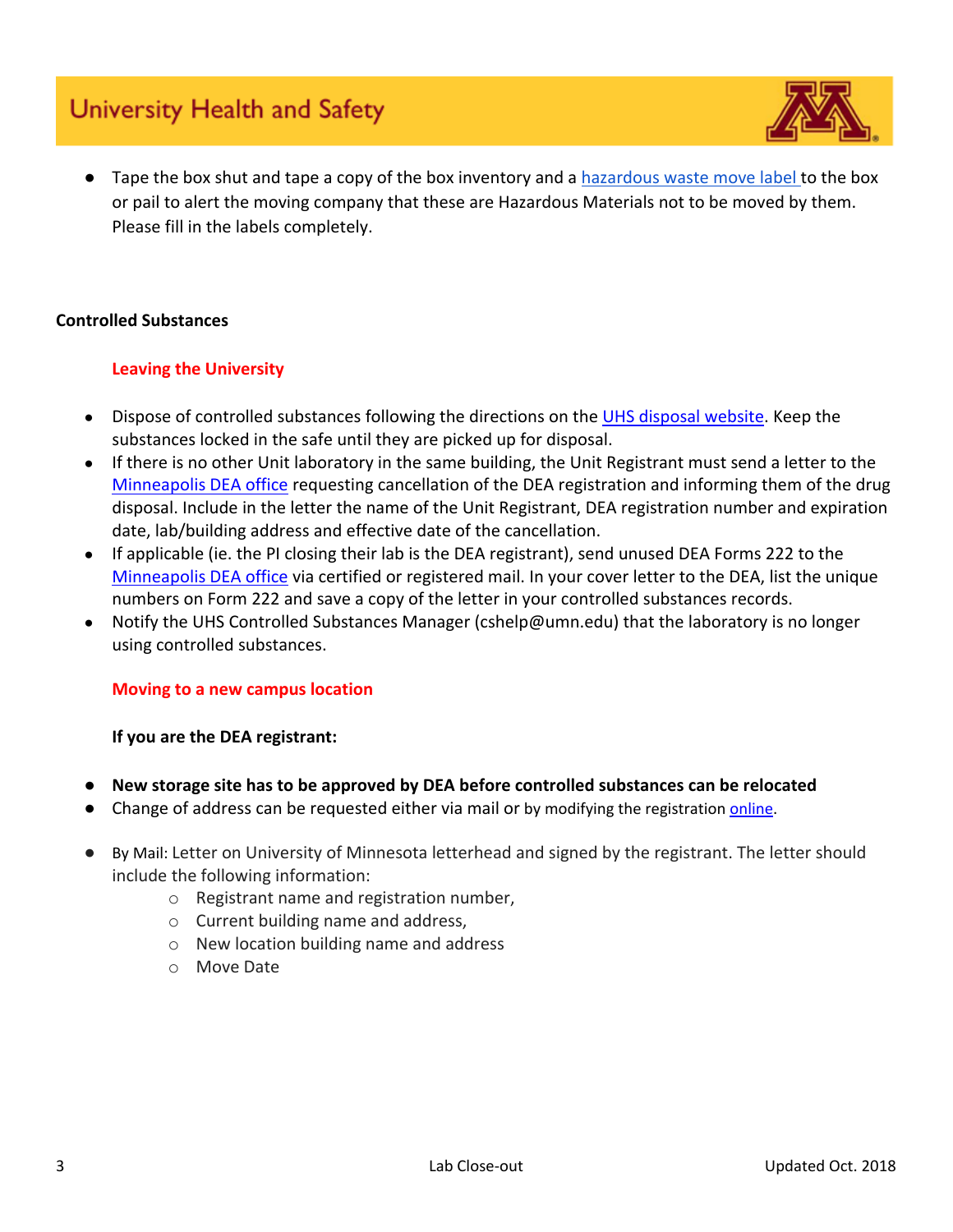- Tape the box shut and tape a copy of the box inventory and a hazardous waste move label to the box or pail to alert the moving company that these are Hazardous Materials not to be moved by them. Please fill in the labels completely.

**Controlled Substances**

**Leaving the University**

- Dispose of controlled substances following the directions on the UHS disposal website. Keep the substances locked in the safe until they are picked up for disposal.
- If there is no other Unit laboratory in the same building, the Unit Registrant must send a letter to the Minneapolis DEA office requesting cancellation of the DEA registration and informing them of the drug disposal. Include in the letter the name of the Unit Registrant, DEA registration number and expiration date, lab/building address and effective date of the cancellation.
- If applicable (ie. the PI closing their lab is the DEA registrant), send unused DEA Forms 222 to the Minneapolis DEA office via certified or registered mail. In your cover letter to the DEA, list the unique numbers on Form 222 and save a copy of the letter in your controlled substances records.
- Notify the UHS Controlled Substances Manager (cshelp@umn.edu) that the laboratory is no longer using controlled substances.

**Moving to a new campus location**

**If you are the DEA registrant:**

- **New storage site has to be approved by DEA before controlled substances can be relocated**
- Change of address can be requested either via mail or by modifying the registration online.

- By Mail: Letter on University of Minnesota letterhead and signed by the registrant. The letter should include the following information:
  - Registrant name and registration number,
  - Current building name and address,
  - New location building name and address
  - Move Date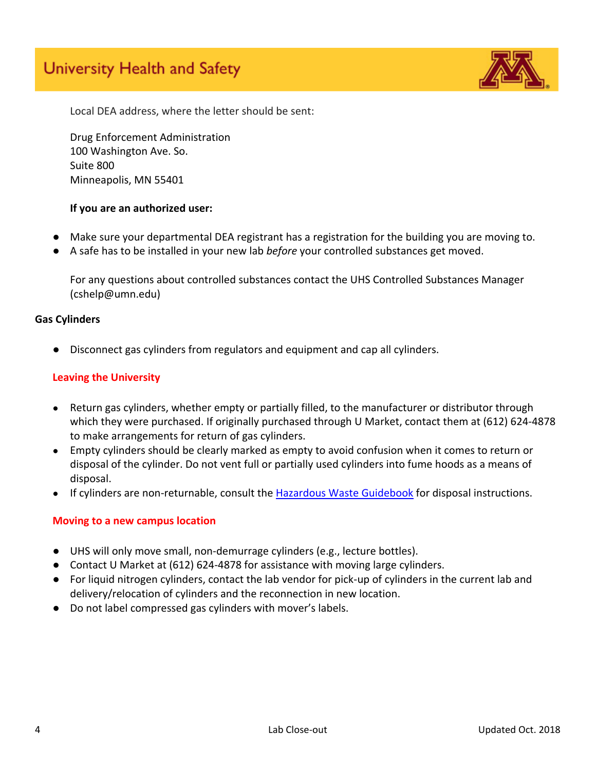Local DEA address, where the letter should be sent:

Drug Enforcement Administration
100 Washington Ave. So.
Suite 800
Minneapolis, MN 55401

**If you are an authorized user:**

- Make sure your departmental DEA registrant has a registration for the building you are moving to.
- A safe has to be installed in your new lab *before* your controlled substances get moved.

For any questions about controlled substances contact the UHS Controlled Substances Manager (cshelp@umn.edu)

**Gas Cylinders**

- Disconnect gas cylinders from regulators and equipment and cap all cylinders.

### Leaving the University

- Return gas cylinders, whether empty or partially filled, to the manufacturer or distributor through which they were purchased. If originally purchased through U Market, contact them at (612) 624-4878 to make arrangements for return of gas cylinders.
- Empty cylinders should be clearly marked as empty to avoid confusion when it comes to return or disposal of the cylinder. Do not vent full or partially used cylinders into fume hoods as a means of disposal.
- If cylinders are non-returnable, consult the Hazardous Waste Guidebook for disposal instructions.

### Moving to a new campus location

- UHS will only move small, non-demurrage cylinders (e.g., lecture bottles).
- Contact U Market at (612) 624-4878 for assistance with moving large cylinders.
- For liquid nitrogen cylinders, contact the lab vendor for pick-up of cylinders in the current lab and delivery/relocation of cylinders and the reconnection in new location.
- Do not label compressed gas cylinders with mover's labels.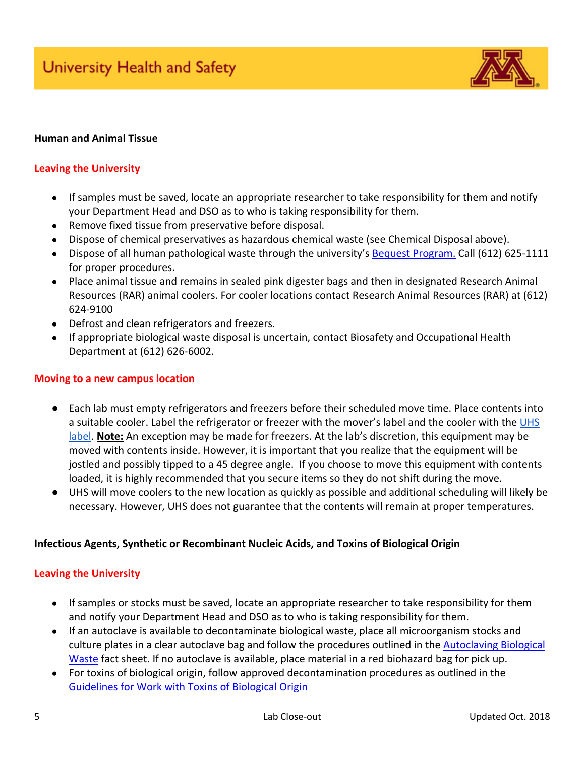### Human and Animal Tissue

#### Leaving the University

- If samples must be saved, locate an appropriate researcher to take responsibility for them and notify your Department Head and DSO as to who is taking responsibility for them.
- Remove fixed tissue from preservative before disposal.
- Dispose of chemical preservatives as hazardous chemical waste (see Chemical Disposal above).
- Dispose of all human pathological waste through the university's Bequest Program. Call (612) 625-1111 for proper procedures.
- Place animal tissue and remains in sealed pink digester bags and then in designated Research Animal Resources (RAR) animal coolers. For cooler locations contact Research Animal Resources (RAR) at (612) 624-9100
- Defrost and clean refrigerators and freezers.
- If appropriate biological waste disposal is uncertain, contact Biosafety and Occupational Health Department at (612) 626-6002.

#### Moving to a new campus location

- Each lab must empty refrigerators and freezers before their scheduled move time. Place contents into a suitable cooler. Label the refrigerator or freezer with the mover's label and the cooler with the UHS label. **Note:** An exception may be made for freezers. At the lab's discretion, this equipment may be moved with contents inside. However, it is important that you realize that the equipment will be jostled and possibly tipped to a 45 degree angle. If you choose to move this equipment with contents loaded, it is highly recommended that you secure items so they do not shift during the move.
- UHS will move coolers to the new location as quickly as possible and additional scheduling will likely be necessary. However, UHS does not guarantee that the contents will remain at proper temperatures.

### Infectious Agents, Synthetic or Recombinant Nucleic Acids, and Toxins of Biological Origin

#### Leaving the University

- If samples or stocks must be saved, locate an appropriate researcher to take responsibility for them and notify your Department Head and DSO as to who is taking responsibility for them.
- If an autoclave is available to decontaminate biological waste, place all microorganism stocks and culture plates in a clear autoclave bag and follow the procedures outlined in the Autoclaving Biological Waste fact sheet. If no autoclave is available, place material in a red biohazard bag for pick up.
- For toxins of biological origin, follow approved decontamination procedures as outlined in the Guidelines for Work with Toxins of Biological Origin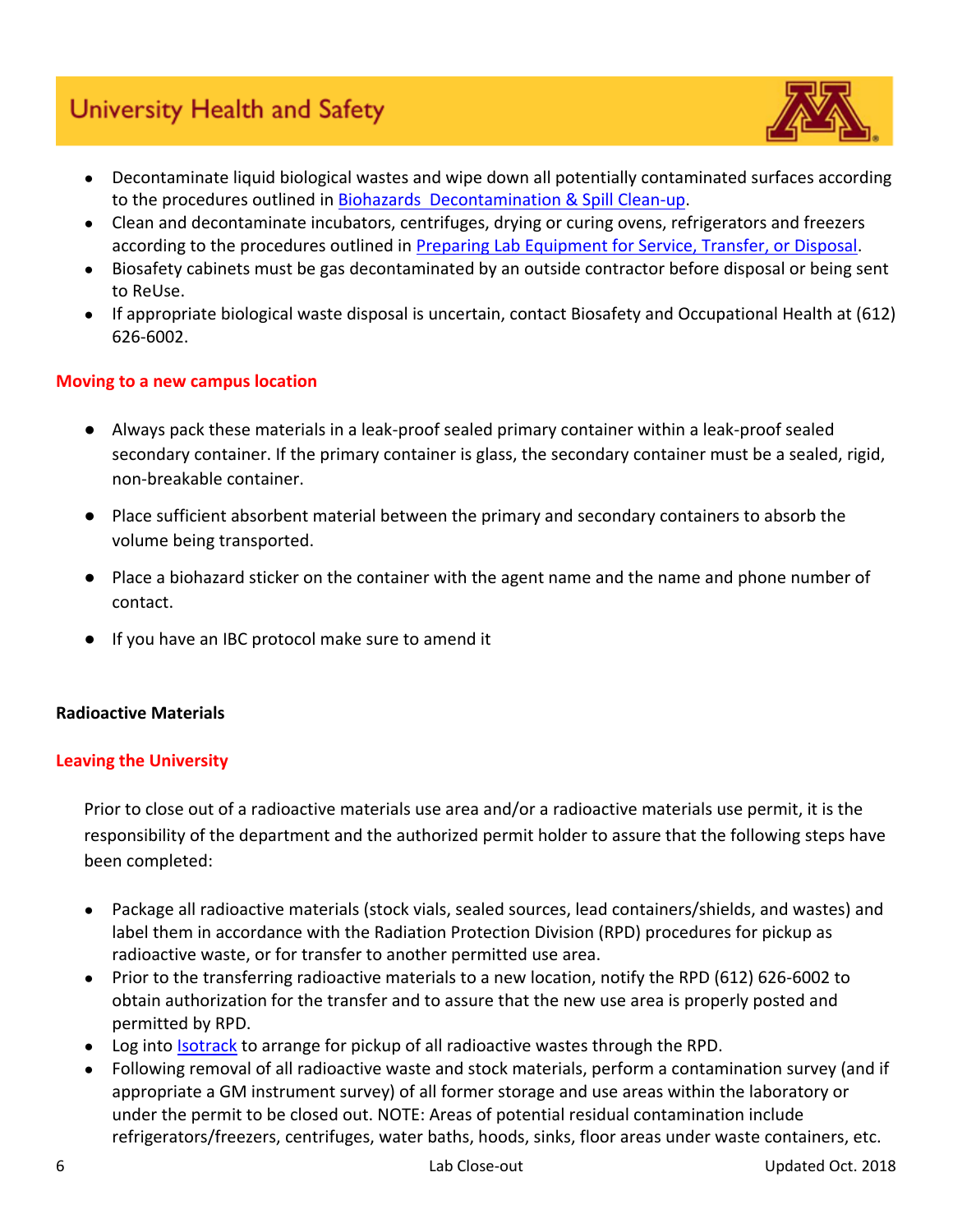- Decontaminate liquid biological wastes and wipe down all potentially contaminated surfaces according to the procedures outlined in [Biohazards Decontamination & Spill Clean-up].
- Clean and decontaminate incubators, centrifuges, drying or curing ovens, refrigerators and freezers according to the procedures outlined in [Preparing Lab Equipment for Service, Transfer, or Disposal].
- Biosafety cabinets must be gas decontaminated by an outside contractor before disposal or being sent to ReUse.
- If appropriate biological waste disposal is uncertain, contact Biosafety and Occupational Health at (612) 626-6002.

### Moving to a new campus location

- Always pack these materials in a leak-proof sealed primary container within a leak-proof sealed secondary container. If the primary container is glass, the secondary container must be a sealed, rigid, non-breakable container.
- Place sufficient absorbent material between the primary and secondary containers to absorb the volume being transported.
- Place a biohazard sticker on the container with the agent name and the name and phone number of contact.
- If you have an IBC protocol make sure to amend it

## Radioactive Materials

### Leaving the University

Prior to close out of a radioactive materials use area and/or a radioactive materials use permit, it is the responsibility of the department and the authorized permit holder to assure that the following steps have been completed:

- Package all radioactive materials (stock vials, sealed sources, lead containers/shields, and wastes) and label them in accordance with the Radiation Protection Division (RPD) procedures for pickup as radioactive waste, or for transfer to another permitted use area.
- Prior to the transferring radioactive materials to a new location, notify the RPD (612) 626-6002 to obtain authorization for the transfer and to assure that the new use area is properly posted and permitted by RPD.
- Log into [Isotrack] to arrange for pickup of all radioactive wastes through the RPD.
- Following removal of all radioactive waste and stock materials, perform a contamination survey (and if appropriate a GM instrument survey) of all former storage and use areas within the laboratory or under the permit to be closed out. NOTE: Areas of potential residual contamination include refrigerators/freezers, centrifuges, water baths, hoods, sinks, floor areas under waste containers, etc.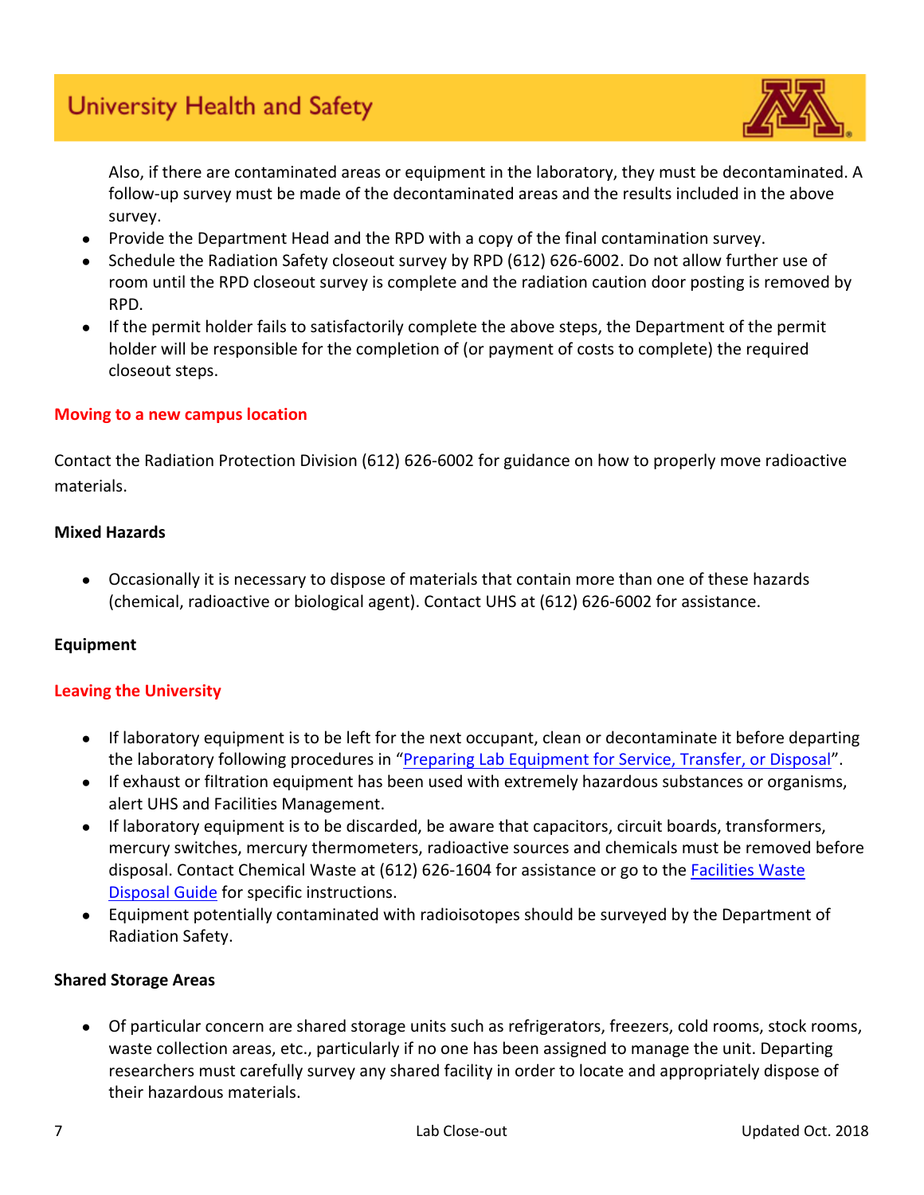Also, if there are contaminated areas or equipment in the laboratory, they must be decontaminated. A follow-up survey must be made of the decontaminated areas and the results included in the above survey.

- Provide the Department Head and the RPD with a copy of the final contamination survey.
- Schedule the Radiation Safety closeout survey by RPD (612) 626-6002. Do not allow further use of room until the RPD closeout survey is complete and the radiation caution door posting is removed by RPD.
- If the permit holder fails to satisfactorily complete the above steps, the Department of the permit holder will be responsible for the completion of (or payment of costs to complete) the required closeout steps.

### Moving to a new campus location

Contact the Radiation Protection Division (612) 626-6002 for guidance on how to properly move radioactive materials.

### Mixed Hazards

- Occasionally it is necessary to dispose of materials that contain more than one of these hazards (chemical, radioactive or biological agent). Contact UHS at (612) 626-6002 for assistance.

### Equipment

### Leaving the University

- If laboratory equipment is to be left for the next occupant, clean or decontaminate it before departing the laboratory following procedures in "Preparing Lab Equipment for Service, Transfer, or Disposal".
- If exhaust or filtration equipment has been used with extremely hazardous substances or organisms, alert UHS and Facilities Management.
- If laboratory equipment is to be discarded, be aware that capacitors, circuit boards, transformers, mercury switches, mercury thermometers, radioactive sources and chemicals must be removed before disposal. Contact Chemical Waste at (612) 626-1604 for assistance or go to the Facilities Waste Disposal Guide for specific instructions.
- Equipment potentially contaminated with radioisotopes should be surveyed by the Department of Radiation Safety.

### Shared Storage Areas

- Of particular concern are shared storage units such as refrigerators, freezers, cold rooms, stock rooms, waste collection areas, etc., particularly if no one has been assigned to manage the unit. Departing researchers must carefully survey any shared facility in order to locate and appropriately dispose of their hazardous materials.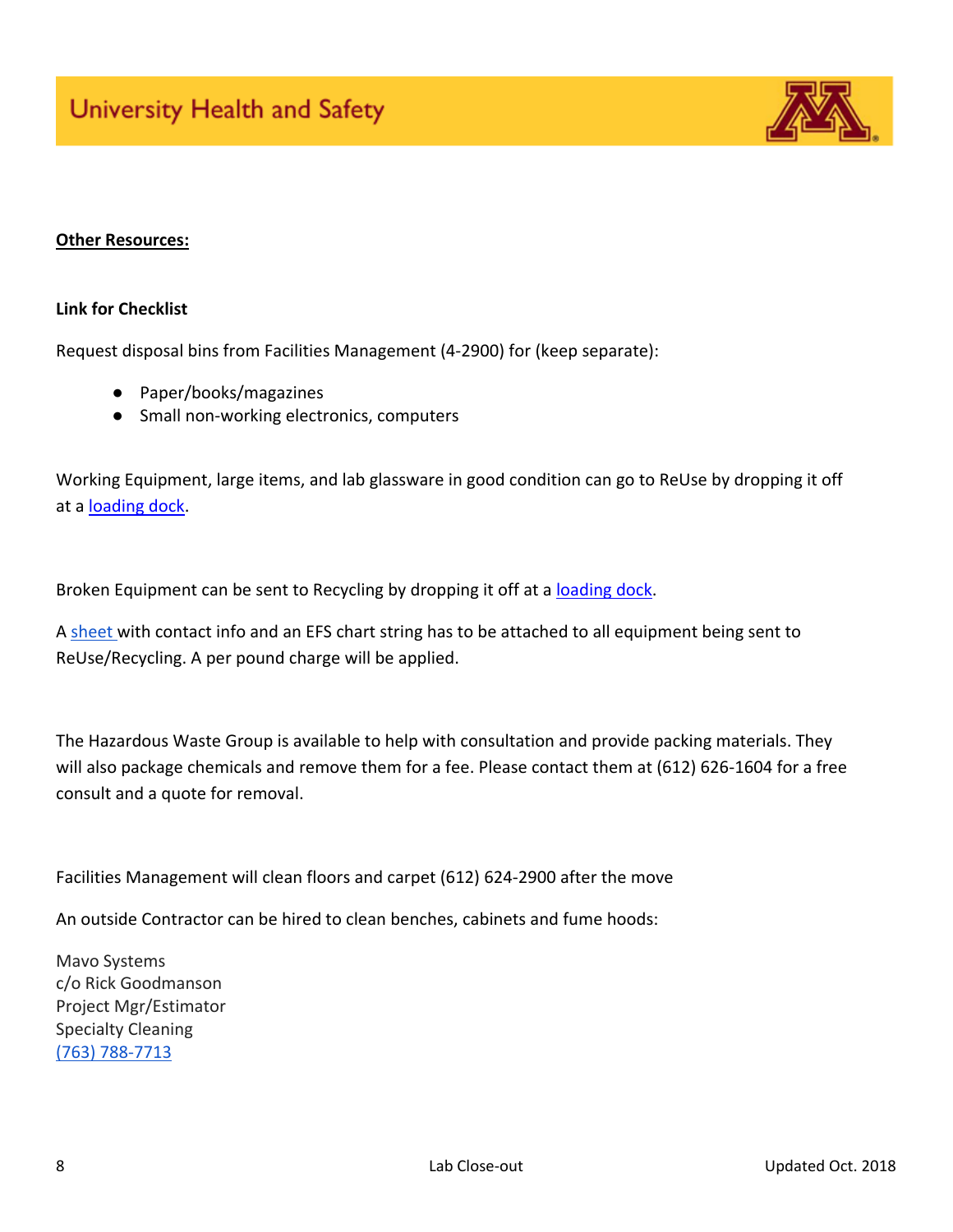**Other Resources:**

**Link for Checklist**

Request disposal bins from Facilities Management (4-2900) for (keep separate):

- Paper/books/magazines
- Small non-working electronics, computers

Working Equipment, large items, and lab glassware in good condition can go to ReUse by dropping it off at a loading dock.

Broken Equipment can be sent to Recycling by dropping it off at a loading dock.

A sheet with contact info and an EFS chart string has to be attached to all equipment being sent to ReUse/Recycling. A per pound charge will be applied.

The Hazardous Waste Group is available to help with consultation and provide packing materials. They will also package chemicals and remove them for a fee. Please contact them at (612) 626-1604 for a free consult and a quote for removal.

Facilities Management will clean floors and carpet (612) 624-2900 after the move

An outside Contractor can be hired to clean benches, cabinets and fume hoods:

Mavo Systems
c/o Rick Goodmanson
Project Mgr/Estimator
Specialty Cleaning
(763) 788-7713